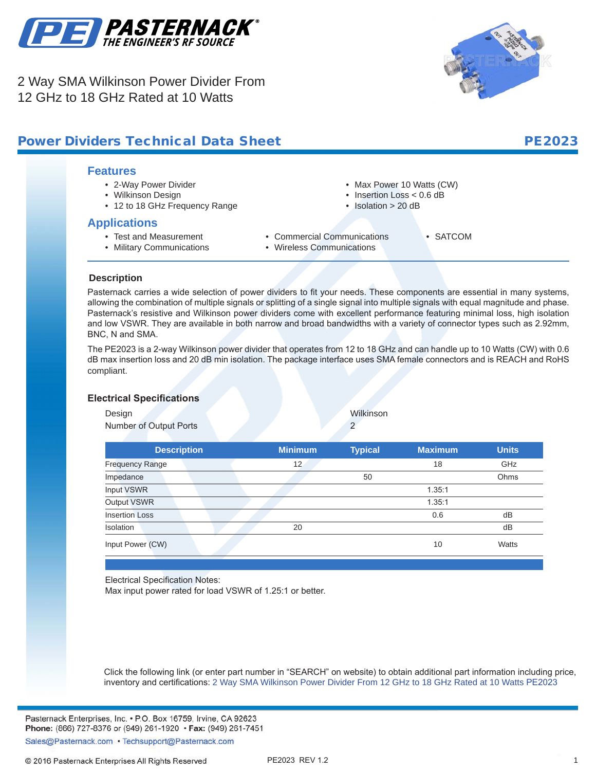# 2 Way SMA Wilkinson Power Divider From 12 GHz to 18 GHz Rated at 10 Watts

## Power Dividers Technical Data Sheet — PE2023

### Features

- 2-Way Power Divider
- Wilkinson Design
- 12 to 18 GHz Frequency Range
- Max Power 10 Watts (CW)
- Insertion Loss < 0.6 dB
- Isolation > 20 dB

### Applications

- Test and Measurement
- Military Communications
- Commercial Communications
- Wireless Communications
- SATCOM

### Description

Pasternack carries a wide selection of power dividers to fit your needs. These components are essential in many systems, allowing the combination of multiple signals or splitting of a single signal into multiple signals with equal magnitude and phase. Pasternack's resistive and Wilkinson power dividers come with excellent performance featuring minimal loss, high isolation and low VSWR. They are available in both narrow and broad bandwidths with a variety of connector types such as 2.92mm, BNC, N and SMA.

The PE2023 is a 2-way Wilkinson power divider that operates from 12 to 18 GHz and can handle up to 10 Watts (CW) with 0.6 dB max insertion loss and 20 dB min isolation. The package interface uses SMA female connectors and is REACH and RoHS compliant.

### Electrical Specifications

| | |
|---|---|
| Design | Wilkinson |
| Number of Output Ports | 2 |

| Description | Minimum | Typical | Maximum | Units |
|---|---|---|---|---|
| Frequency Range | 12 | | 18 | GHz |
| Impedance | | 50 | | Ohms |
| Input VSWR | | | 1.35:1 | |
| Output VSWR | | | 1.35:1 | |
| Insertion Loss | | | 0.6 | dB |
| Isolation | 20 | | | dB |
| Input Power (CW) | | | 10 | Watts |

Electrical Specification Notes:
Max input power rated for load VSWR of 1.25:1 or better.

Click the following link (or enter part number in "SEARCH" on website) to obtain additional part information including price, inventory and certifications: 2 Way SMA Wilkinson Power Divider From 12 GHz to 18 GHz Rated at 10 Watts PE2023

Pasternack Enterprises, Inc. • P.O. Box 16759, Irvine, CA 92623
**Phone:** (866) 727-8376 or (949) 261-1920 • **Fax:** (949) 261-7451
Sales@Pasternack.com • Techsupport@Pasternack.com

© 2016 Pasternack Enterprises All Rights Reserved — PE2023 REV 1.2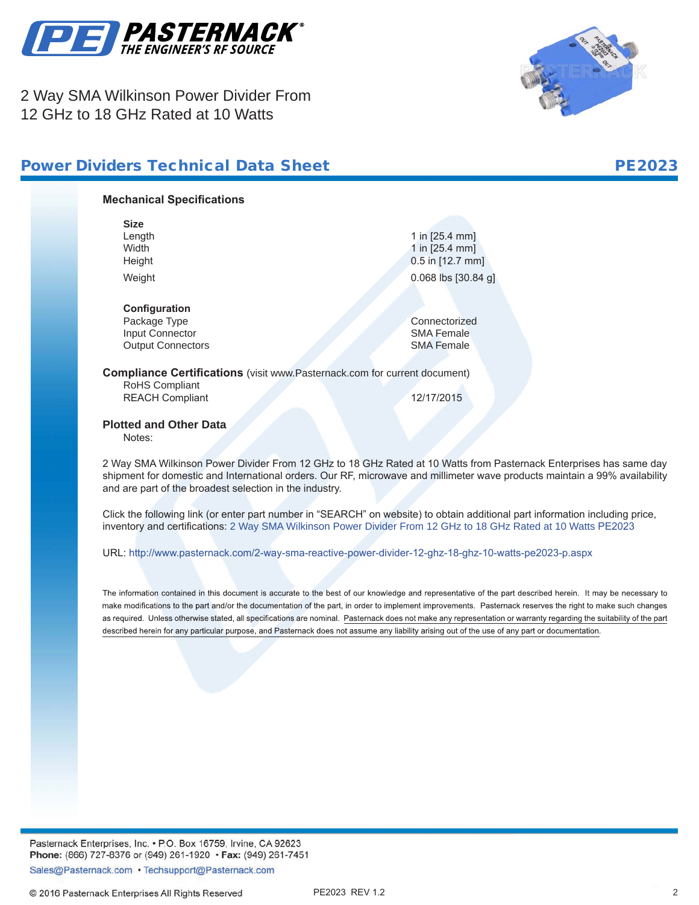2 Way SMA Wilkinson Power Divider From 12 GHz to 18 GHz Rated at 10 Watts

## Power Dividers Technical Data Sheet — PE2023

### Mechanical Specifications

**Size**

| | |
|---|---|
| Length | 1 in [25.4 mm] |
| Width | 1 in [25.4 mm] |
| Height | 0.5 in [12.7 mm] |
| Weight | 0.068 lbs [30.84 g] |

**Configuration**

| | |
|---|---|
| Package Type | Connectorized |
| Input Connector | SMA Female |
| Output Connectors | SMA Female |

### Compliance Certifications (visit www.Pasternack.com for current document)

| | |
|---|---|
| RoHS Compliant | |
| REACH Compliant | 12/17/2015 |

### Plotted and Other Data

Notes:

2 Way SMA Wilkinson Power Divider From 12 GHz to 18 GHz Rated at 10 Watts from Pasternack Enterprises has same day shipment for domestic and International orders. Our RF, microwave and millimeter wave products maintain a 99% availability and are part of the broadest selection in the industry.

Click the following link (or enter part number in "SEARCH" on website) to obtain additional part information including price, inventory and certifications: 2 Way SMA Wilkinson Power Divider From 12 GHz to 18 GHz Rated at 10 Watts PE2023

URL: http://www.pasternack.com/2-way-sma-reactive-power-divider-12-ghz-18-ghz-10-watts-pe2023-p.aspx

The information contained in this document is accurate to the best of our knowledge and representative of the part described herein. It may be necessary to make modifications to the part and/or the documentation of the part, in order to implement improvements. Pasternack reserves the right to make such changes as required. Unless otherwise stated, all specifications are nominal. Pasternack does not make any representation or warranty regarding the suitability of the part described herein for any particular purpose, and Pasternack does not assume any liability arising out of the use of any part or documentation.

Pasternack Enterprises, Inc. • P.O. Box 16759, Irvine, CA 92623
**Phone:** (866) 727-8376 or (949) 261-1920 • **Fax:** (949) 261-7451
Sales@Pasternack.com • Techsupport@Pasternack.com

© 2016 Pasternack Enterprises All Rights Reserved — PE2023 REV 1.2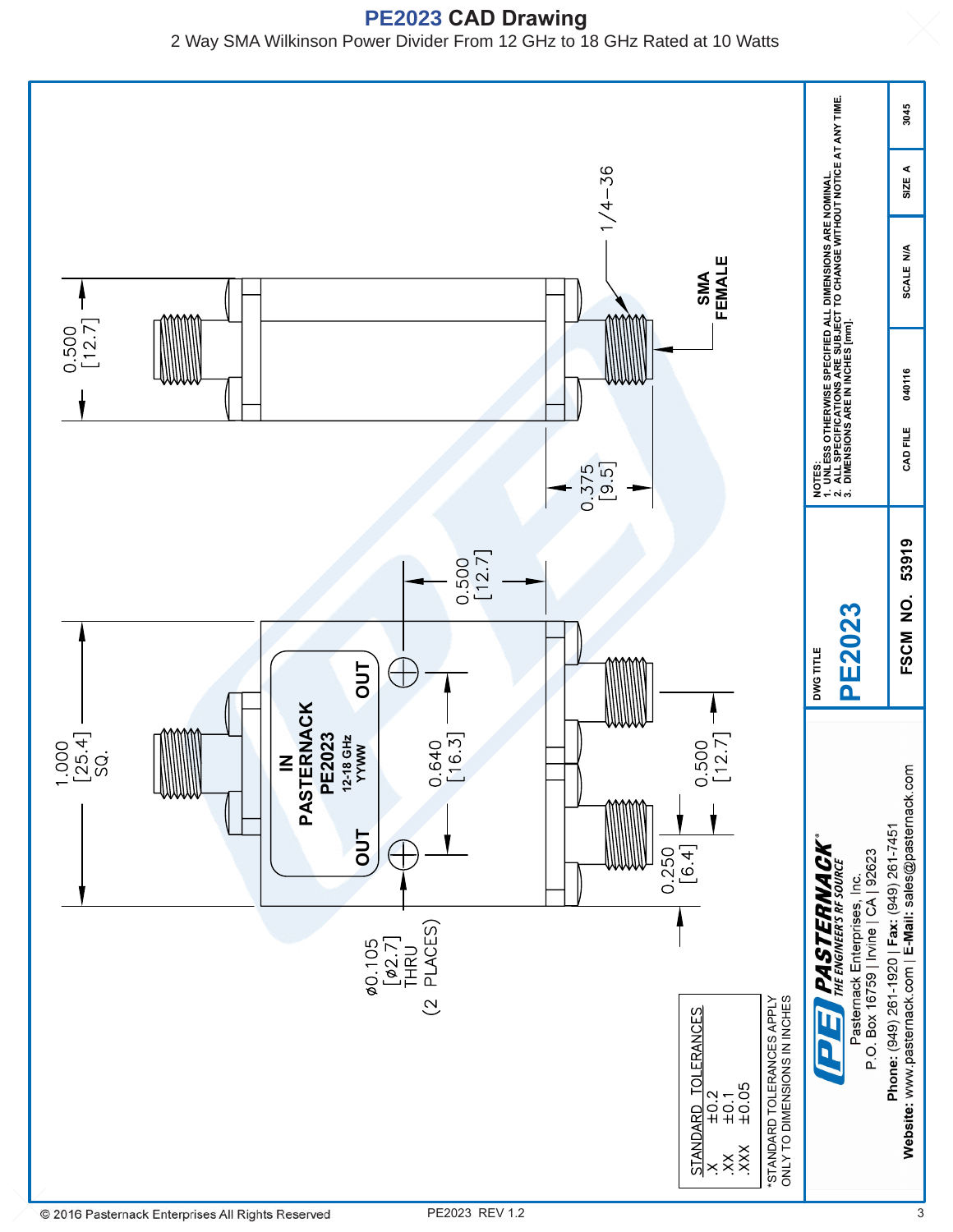# PE2023 CAD Drawing

2 Way SMA Wilkinson Power Divider From 12 GHz to 18 GHz Rated at 10 Watts

1.000 [25.4] SQ.

0.500 [12.7]

IN

PASTERNACK

PE2023

12-18 GHz

YYWW

OUT

OUT

0.640 [16.3]

0.500 [12.7]

0.375 [9.5]

0.500 [12.7]

0.250 [6.4]

1/4−36

SMA FEMALE

ø0.105 [ø2.7] THRU (2 PLACES)

| STANDARD | TOLERANCES |
| --- | --- |
| .X | ±0.2 |
| .XX | ±0.1 |
| .XXX | ±0.05 |

*STANDARD TOLERANCES APPLY ONLY TO DIMENSIONS IN INCHES

PASTERNACK® THE ENGINEER'S RF SOURCE

Pasternack Enterprises, Inc.

P.O. Box 16759 | Irvine | CA | 92623

**Phone:** (949) 261-1920 | **Fax:** (949) 261-7451

**Website:** www.pasternack.com | **E-Mail:** sales@pasternack.com

DWG TITLE

**PE2023**

FSCM NO. 53919

NOTES:
1. UNLESS OTHERWISE SPECIFIED ALL DIMENSIONS ARE NOMINAL.
2. ALL SPECIFICATIONS ARE SUBJECT TO CHANGE WITHOUT NOTICE AT ANY TIME.
3. DIMENSIONS ARE IN INCHES [mm].

| CAD FILE | 040116 | SCALE N/A | SIZE A | 3045 |
| --- | --- | --- | --- | --- |

© 2016 Pasternack Enterprises All Rights Reserved

PE2023 REV 1.2